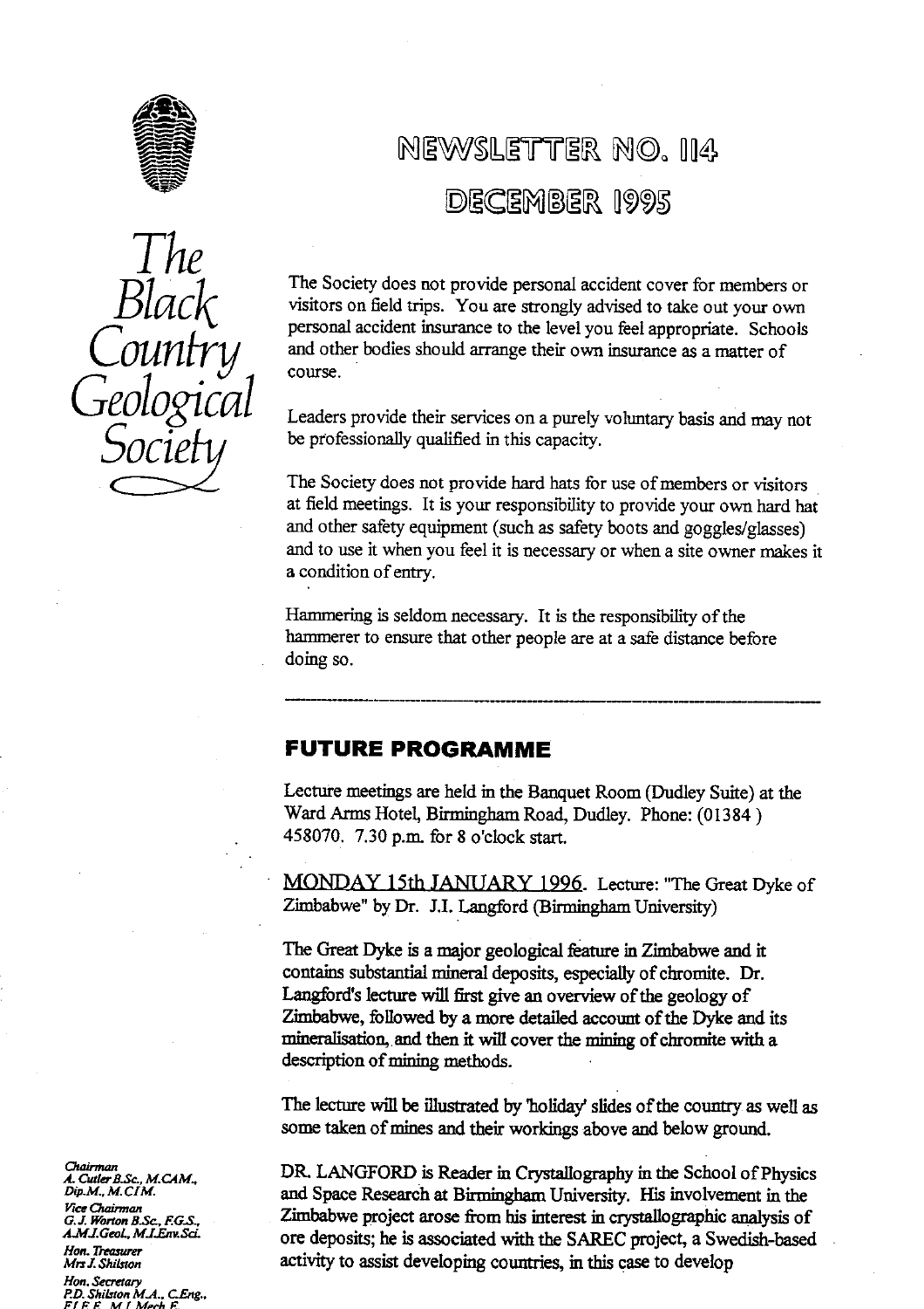# The Black Country Geological Society

# NEWSLETTER NO. 114

# DECEMBER 1995

The Society does not provide personal accident cover for members or visitors on field trips. You are strongly advised to take out your own personal accident insurance to the level you feel appropriate. Schools and other bodies should arrange their own insurance as a matter of course.

Leaders provide their services on a purely voluntary basis and may not be professionally qualified in this capacity.

The Society does not provide hard hats for use of members or visitors at field meetings. It is your responsibility to provide your own hard hat and other safety equipment (such as safety boots and goggles/glasses) and to use it when you feel it is necessary or when a site owner makes it a condition of entry.

Hammering is seldom necessary. It is the responsibility of the hammerer to ensure that other people are at a safe distance before doing so.

---

## FUTURE PROGRAMME

Lecture meetings are held in the Banquet Room (Dudley Suite) at the Ward Arms Hotel, Birmingham Road, Dudley. Phone: (01384 ) 458070. 7.30 p.m. for 8 o'clock start.

MONDAY 15th JANUARY 1996. Lecture: "The Great Dyke of Zimbabwe" by Dr. J.I. Langford (Birmingham University)

The Great Dyke is a major geological feature in Zimbabwe and it contains substantial mineral deposits, especially of chromite. Dr. Langford's lecture will first give an overview of the geology of Zimbabwe, followed by a more detailed account of the Dyke and its mineralisation, and then it will cover the mining of chromite with a description of mining methods.

The lecture will be illustrated by 'holiday' slides of the country as well as some taken of mines and their workings above and below ground.

DR. LANGFORD is Reader in Crystallography in the School of Physics and Space Research at Birmingham University. His involvement in the Zimbabwe project arose from his interest in crystallographic analysis of ore deposits; he is associated with the SAREC project, a Swedish-based activity to assist developing countries, in this case to develop

*Chairman*
A. Cutler B.Sc., M.CAM., Dip.M., M.CIM.

*Vice Chairman*
G.J. Worton B.Sc., F.G.S., A.M.I.Geol., M.I.Env.Sci.

*Hon. Treasurer*
Mrs J. Shilston

*Hon. Secretary*
P.D. Shilston M.A., C.Eng., F.I.E.E., M.I.Mech.E.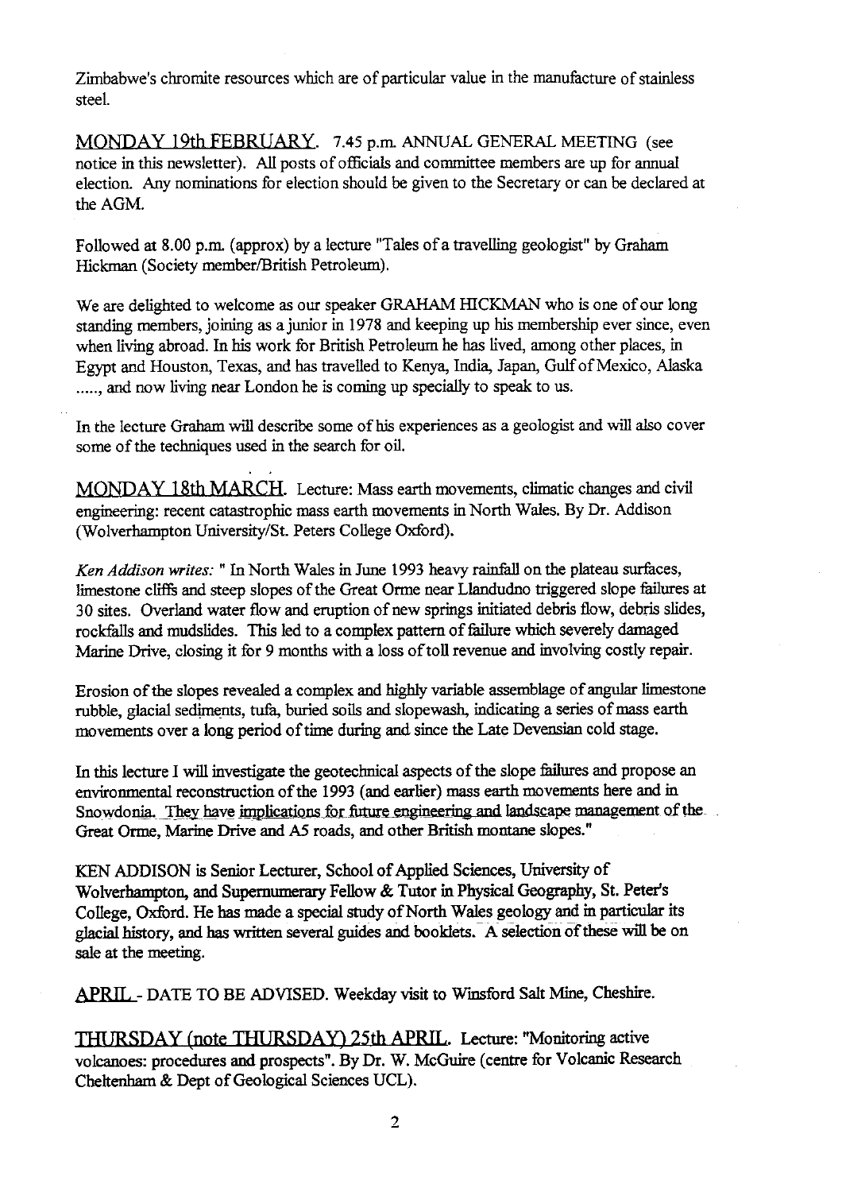Zimbabwe's chromite resources which are of particular value in the manufacture of stainless steel.

MONDAY 19th FEBRUARY. 7.45 p.m. ANNUAL GENERAL MEETING (see notice in this newsletter). All posts of officials and committee members are up for annual election. Any nominations for election should be given to the Secretary or can be declared at the AGM.

Followed at 8.00 p.m. (approx) by a lecture "Tales of a travelling geologist" by Graham Hickman (Society member/British Petroleum).

We are delighted to welcome as our speaker GRAHAM HICKMAN who is one of our long standing members, joining as a junior in 1978 and keeping up his membership ever since, even when living abroad. In his work for British Petroleum he has lived, among other places, in Egypt and Houston, Texas, and has travelled to Kenya, India, Japan, Gulf of Mexico, Alaska ....., and now living near London he is coming up specially to speak to us.

In the lecture Graham will describe some of his experiences as a geologist and will also cover some of the techniques used in the search for oil.

MONDAY 18th MARCH. Lecture: Mass earth movements, climatic changes and civil engineering: recent catastrophic mass earth movements in North Wales. By Dr. Addison (Wolverhampton University/St. Peters College Oxford).

*Ken Addison writes:* " In North Wales in June 1993 heavy rainfall on the plateau surfaces, limestone cliffs and steep slopes of the Great Orme near Llandudno triggered slope failures at 30 sites. Overland water flow and eruption of new springs initiated debris flow, debris slides, rockfalls and mudslides. This led to a complex pattern of failure which severely damaged Marine Drive, closing it for 9 months with a loss of toll revenue and involving costly repair.

Erosion of the slopes revealed a complex and highly variable assemblage of angular limestone rubble, glacial sediments, tufa, buried soils and slopewash, indicating a series of mass earth movements over a long period of time during and since the Late Devensian cold stage.

In this lecture I will investigate the geotechnical aspects of the slope failures and propose an environmental reconstruction of the 1993 (and earlier) mass earth movements here and in Snowdonia. They have implications for future engineering and landscape management of the Great Orme, Marine Drive and A5 roads, and other British montane slopes."

KEN ADDISON is Senior Lecturer, School of Applied Sciences, University of Wolverhampton, and Supernumerary Fellow & Tutor in Physical Geography, St. Peter's College, Oxford. He has made a special study of North Wales geology and in particular its glacial history, and has written several guides and booklets. A selection of these will be on sale at the meeting.

APRIL - DATE TO BE ADVISED. Weekday visit to Winsford Salt Mine, Cheshire.

THURSDAY (note THURSDAY) 25th APRIL. Lecture: "Monitoring active volcanoes: procedures and prospects". By Dr. W. McGuire (centre for Volcanic Research Cheltenham & Dept of Geological Sciences UCL).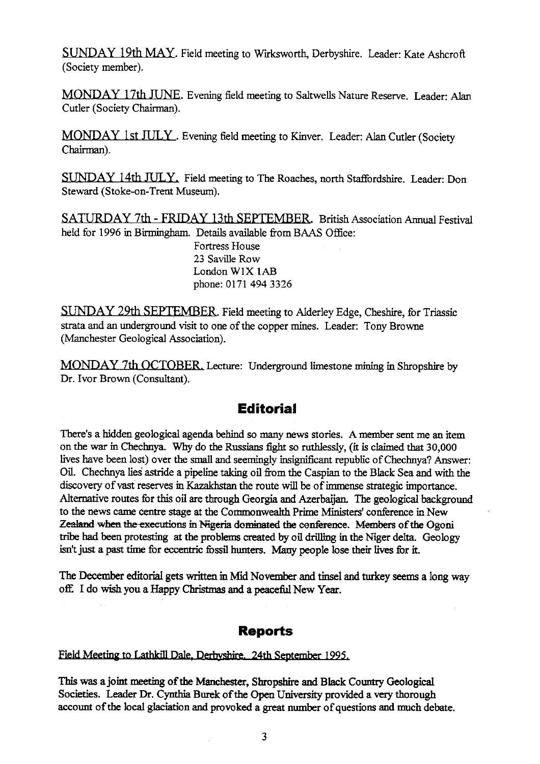SUNDAY 19th MAY. Field meeting to Wirksworth, Derbyshire. Leader: Kate Ashcroft (Society member).

MONDAY 17th JUNE. Evening field meeting to Saltwells Nature Reserve. Leader: Alan Cutler (Society Chairman).

MONDAY 1st JULY. Evening field meeting to Kinver. Leader: Alan Cutler (Society Chairman).

SUNDAY 14th JULY. Field meeting to The Roaches, north Staffordshire. Leader: Don Steward (Stoke-on-Trent Museum).

SATURDAY 7th - FRIDAY 13th SEPTEMBER. British Association Annual Festival held for 1996 in Birmingham. Details available from BAAS Office:

Fortress House
23 Saville Row
London W1X 1AB
phone: 0171 494 3326

SUNDAY 29th SEPTEMBER. Field meeting to Alderley Edge, Cheshire, for Triassic strata and an underground visit to one of the copper mines. Leader: Tony Browne (Manchester Geological Association).

MONDAY 7th OCTOBER. Lecture: Underground limestone mining in Shropshire by Dr. Ivor Brown (Consultant).

## Editorial

There's a hidden geological agenda behind so many news stories. A member sent me an item on the war in Chechnya. Why do the Russians fight so ruthlessly, (it is claimed that 30,000 lives have been lost) over the small and seemingly insignificant republic of Chechnya? Answer: Oil. Chechnya lies astride a pipeline taking oil from the Caspian to the Black Sea and with the discovery of vast reserves in Kazakhstan the route will be of immense strategic importance. Alternative routes for this oil are through Georgia and Azerbaijan. The geological background to the news came centre stage at the Commonwealth Prime Ministers' conference in New Zealand when the executions in Nigeria dominated the conference. Members of the Ogoni tribe had been protesting at the problems created by oil drilling in the Niger delta. Geology isn't just a past time for eccentric fossil hunters. Many people lose their lives for it.

The December editorial gets written in Mid November and tinsel and turkey seems a long way off. I do wish you a Happy Christmas and a peaceful New Year.

## Reports

Field Meeting to Lathkill Dale, Derbyshire. 24th September 1995.

This was a joint meeting of the Manchester, Shropshire and Black Country Geological Societies. Leader Dr. Cynthia Burek of the Open University provided a very thorough account of the local glaciation and provoked a great number of questions and much debate.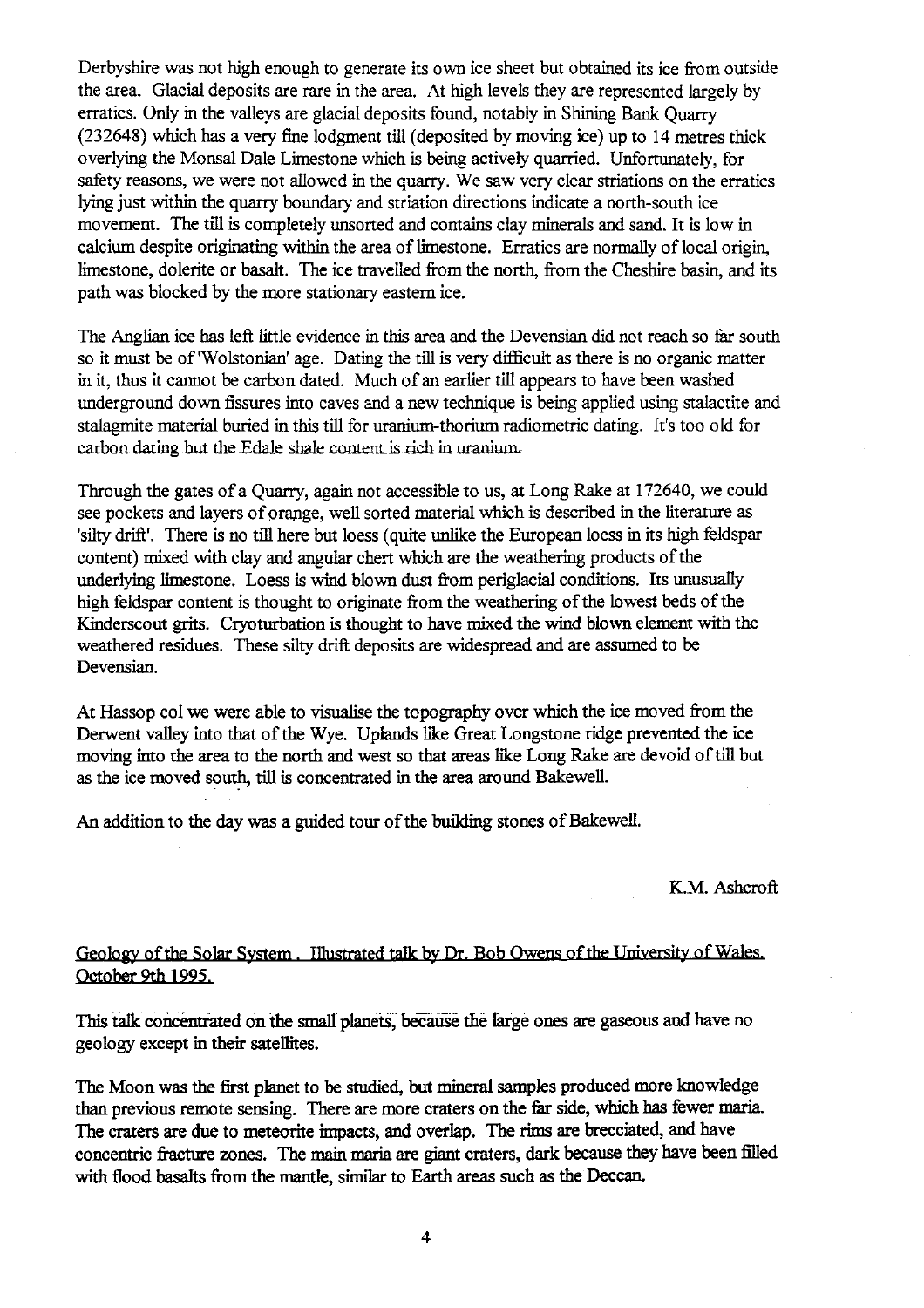Derbyshire was not high enough to generate its own ice sheet but obtained its ice from outside the area. Glacial deposits are rare in the area. At high levels they are represented largely by erratics. Only in the valleys are glacial deposits found, notably in Shining Bank Quarry (232648) which has a very fine lodgment till (deposited by moving ice) up to 14 metres thick overlying the Monsal Dale Limestone which is being actively quarried. Unfortunately, for safety reasons, we were not allowed in the quarry. We saw very clear striations on the erratics lying just within the quarry boundary and striation directions indicate a north-south ice movement. The till is completely unsorted and contains clay minerals and sand. It is low in calcium despite originating within the area of limestone. Erratics are normally of local origin, limestone, dolerite or basalt. The ice travelled from the north, from the Cheshire basin, and its path was blocked by the more stationary eastern ice.

The Anglian ice has left little evidence in this area and the Devensian did not reach so far south so it must be of 'Wolstonian' age. Dating the till is very difficult as there is no organic matter in it, thus it cannot be carbon dated. Much of an earlier till appears to have been washed underground down fissures into caves and a new technique is being applied using stalactite and stalagmite material buried in this till for uranium-thorium radiometric dating. It's too old for carbon dating but the Edale shale content is rich in uranium.

Through the gates of a Quarry, again not accessible to us, at Long Rake at 172640, we could see pockets and layers of orange, well sorted material which is described in the literature as 'silty drift'. There is no till here but loess (quite unlike the European loess in its high feldspar content) mixed with clay and angular chert which are the weathering products of the underlying limestone. Loess is wind blown dust from periglacial conditions. Its unusually high feldspar content is thought to originate from the weathering of the lowest beds of the Kinderscout grits. Cryoturbation is thought to have mixed the wind blown element with the weathered residues. These silty drift deposits are widespread and are assumed to be Devensian.

At Hassop col we were able to visualise the topography over which the ice moved from the Derwent valley into that of the Wye. Uplands like Great Longstone ridge prevented the ice moving into the area to the north and west so that areas like Long Rake are devoid of till but as the ice moved south, till is concentrated in the area around Bakewell.

An addition to the day was a guided tour of the building stones of Bakewell.

K.M. Ashcroft

## Geology of the Solar System. Illustrated talk by Dr. Bob Owens of the University of Wales. October 9th 1995.

This talk concentrated on the small planets, because the large ones are gaseous and have no geology except in their satellites.

The Moon was the first planet to be studied, but mineral samples produced more knowledge than previous remote sensing. There are more craters on the far side, which has fewer maria. The craters are due to meteorite impacts, and overlap. The rims are brecciated, and have concentric fracture zones. The main maria are giant craters, dark because they have been filled with flood basalts from the mantle, similar to Earth areas such as the Deccan.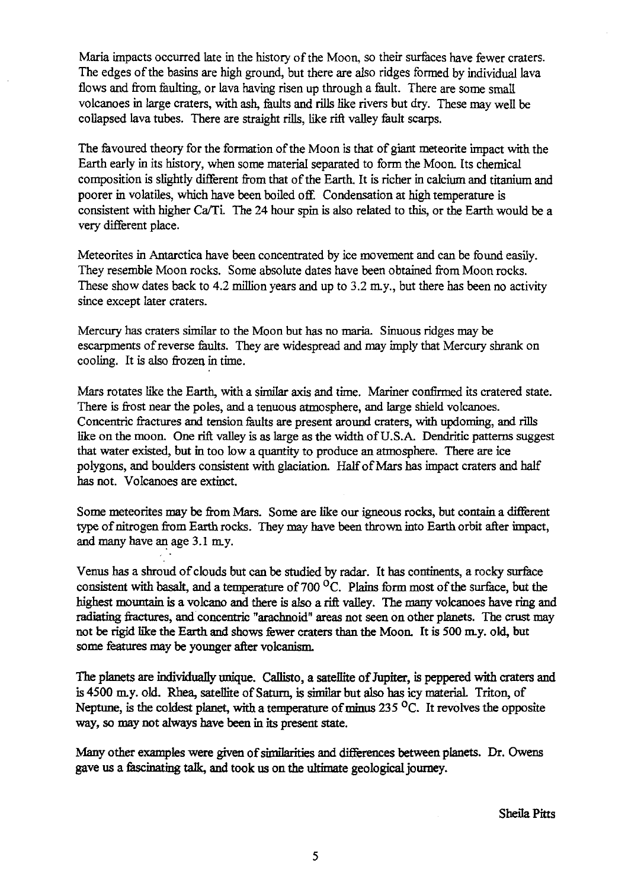Maria impacts occurred late in the history of the Moon, so their surfaces have fewer craters. The edges of the basins are high ground, but there are also ridges formed by individual lava flows and from faulting, or lava having risen up through a fault. There are some small volcanoes in large craters, with ash, faults and rills like rivers but dry. These may well be collapsed lava tubes. There are straight rills, like rift valley fault scarps.

The favoured theory for the formation of the Moon is that of giant meteorite impact with the Earth early in its history, when some material separated to form the Moon. Its chemical composition is slightly different from that of the Earth. It is richer in calcium and titanium and poorer in volatiles, which have been boiled off. Condensation at high temperature is consistent with higher Ca/Ti. The 24 hour spin is also related to this, or the Earth would be a very different place.

Meteorites in Antarctica have been concentrated by ice movement and can be found easily. They resemble Moon rocks. Some absolute dates have been obtained from Moon rocks. These show dates back to 4.2 million years and up to 3.2 m.y., but there has been no activity since except later craters.

Mercury has craters similar to the Moon but has no maria. Sinuous ridges may be escarpments of reverse faults. They are widespread and may imply that Mercury shrank on cooling. It is also frozen in time.

Mars rotates like the Earth, with a similar axis and time. Mariner confirmed its cratered state. There is frost near the poles, and a tenuous atmosphere, and large shield volcanoes. Concentric fractures and tension faults are present around craters, with updoming, and rills like on the moon. One rift valley is as large as the width of U.S.A. Dendritic patterns suggest that water existed, but in too low a quantity to produce an atmosphere. There are ice polygons, and boulders consistent with glaciation. Half of Mars has impact craters and half has not. Volcanoes are extinct.

Some meteorites may be from Mars. Some are like our igneous rocks, but contain a different type of nitrogen from Earth rocks. They may have been thrown into Earth orbit after impact, and many have an age 3.1 m.y.

Venus has a shroud of clouds but can be studied by radar. It has continents, a rocky surface consistent with basalt, and a temperature of 700 °C. Plains form most of the surface, but the highest mountain is a volcano and there is also a rift valley. The many volcanoes have ring and radiating fractures, and concentric "arachnoid" areas not seen on other planets. The crust may not be rigid like the Earth and shows fewer craters than the Moon. It is 500 m.y. old, but some features may be younger after volcanism.

The planets are individually unique. Callisto, a satellite of Jupiter, is peppered with craters and is 4500 m.y. old. Rhea, satellite of Saturn, is similar but also has icy material. Triton, of Neptune, is the coldest planet, with a temperature of minus 235 °C. It revolves the opposite way, so may not always have been in its present state.

Many other examples were given of similarities and differences between planets. Dr. Owens gave us a fascinating talk, and took us on the ultimate geological journey.

Sheila Pitts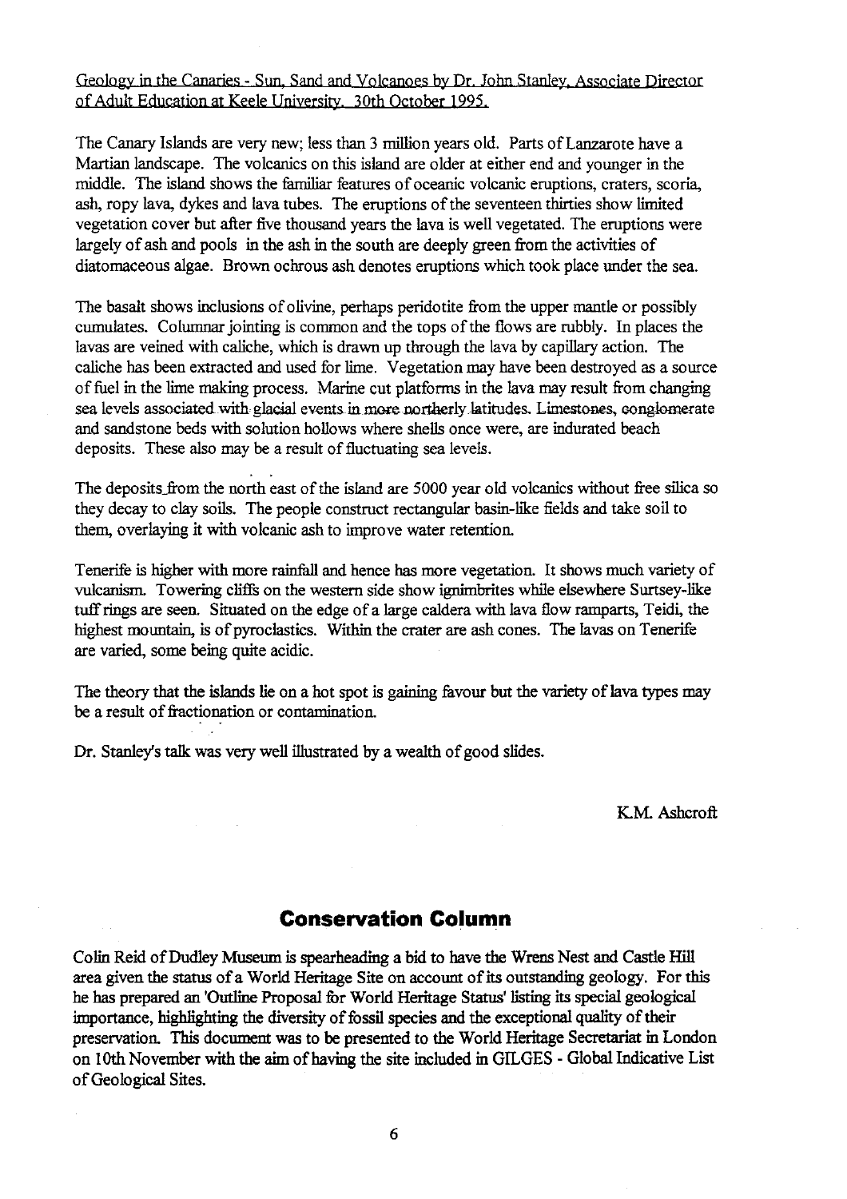Geology in the Canaries - Sun, Sand and Volcanoes by Dr. John Stanley, Associate Director of Adult Education at Keele University. 30th October 1995.

The Canary Islands are very new; less than 3 million years old. Parts of Lanzarote have a Martian landscape. The volcanics on this island are older at either end and younger in the middle. The island shows the familiar features of oceanic volcanic eruptions, craters, scoria, ash, ropy lava, dykes and lava tubes. The eruptions of the seventeen thirties show limited vegetation cover but after five thousand years the lava is well vegetated. The eruptions were largely of ash and pools in the ash in the south are deeply green from the activities of diatomaceous algae. Brown ochrous ash denotes eruptions which took place under the sea.

The basalt shows inclusions of olivine, perhaps peridotite from the upper mantle or possibly cumulates. Columnar jointing is common and the tops of the flows are rubbly. In places the lavas are veined with caliche, which is drawn up through the lava by capillary action. The caliche has been extracted and used for lime. Vegetation may have been destroyed as a source of fuel in the lime making process. Marine cut platforms in the lava may result from changing sea levels associated with glacial events in more northerly latitudes. Limestones, conglomerate and sandstone beds with solution hollows where shells once were, are indurated beach deposits. These also may be a result of fluctuating sea levels.

The deposits from the north east of the island are 5000 year old volcanics without free silica so they decay to clay soils. The people construct rectangular basin-like fields and take soil to them, overlaying it with volcanic ash to improve water retention.

Tenerife is higher with more rainfall and hence has more vegetation. It shows much variety of vulcanism. Towering cliffs on the western side show ignimbrites while elsewhere Surtsey-like tuff rings are seen. Situated on the edge of a large caldera with lava flow ramparts, Teidi, the highest mountain, is of pyroclastics. Within the crater are ash cones. The lavas on Tenerife are varied, some being quite acidic.

The theory that the islands lie on a hot spot is gaining favour but the variety of lava types may be a result of fractionation or contamination.

Dr. Stanley's talk was very well illustrated by a wealth of good slides.

K.M. Ashcroft

## Conservation Column

Colin Reid of Dudley Museum is spearheading a bid to have the Wrens Nest and Castle Hill area given the status of a World Heritage Site on account of its outstanding geology. For this he has prepared an 'Outline Proposal for World Heritage Status' listing its special geological importance, highlighting the diversity of fossil species and the exceptional quality of their preservation. This document was to be presented to the World Heritage Secretariat in London on 10th November with the aim of having the site included in GILGES - Global Indicative List of Geological Sites.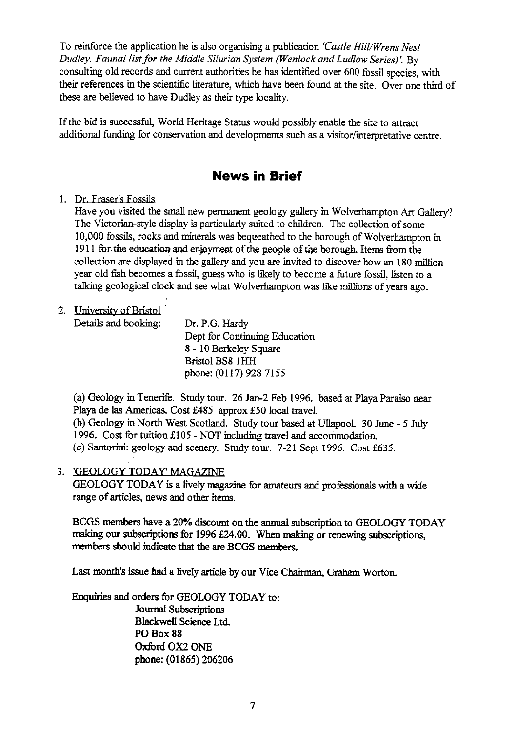To reinforce the application he is also organising a publication *'Castle Hill/Wrens Nest Dudley. Faunal list for the Middle Silurian System (Wenlock and Ludlow Series)'*. By consulting old records and current authorities he has identified over 600 fossil species, with their references in the scientific literature, which have been found at the site. Over one third of these are believed to have Dudley as their type locality.

If the bid is successful, World Heritage Status would possibly enable the site to attract additional funding for conservation and developments such as a visitor/interpretative centre.

## News in Brief

1. Dr. Fraser's Fossils

   Have you visited the small new permanent geology gallery in Wolverhampton Art Gallery? The Victorian-style display is particularly suited to children. The collection of some 10,000 fossils, rocks and minerals was bequeathed to the borough of Wolverhampton in 1911 for the education and enjoyment of the people of the borough. Items from the collection are displayed in the gallery and you are invited to discover how an 180 million year old fish becomes a fossil, guess who is likely to become a future fossil, listen to a talking geological clock and see what Wolverhampton was like millions of years ago.

2. University of Bristol

   Details and booking:
   Dr. P.G. Hardy
   Dept for Continuing Education
   8 - 10 Berkeley Square
   Bristol BS8 1HH
   phone: (0117) 928 7155

   (a) Geology in Tenerife. Study tour. 26 Jan-2 Feb 1996. based at Playa Paraiso near Playa de las Americas. Cost £485 approx £50 local travel.
   (b) Geology in North West Scotland. Study tour based at Ullapool. 30 June - 5 July 1996. Cost for tuition £105 - NOT including travel and accommodation.
   (c) Santorini: geology and scenery. Study tour. 7-21 Sept 1996. Cost £635.

3. 'GEOLOGY TODAY' MAGAZINE

   GEOLOGY TODAY is a lively magazine for amateurs and professionals with a wide range of articles, news and other items.

   BCGS members have a 20% discount on the annual subscription to GEOLOGY TODAY making our subscriptions for 1996 £24.00. When making or renewing subscriptions, members should indicate that the are BCGS members.

   Last month's issue had a lively article by our Vice Chairman, Graham Worton.

   Enquiries and orders for GEOLOGY TODAY to:
   Journal Subscriptions
   Blackwell Science Ltd.
   PO Box 88
   Oxford OX2 ONE
   phone: (01865) 206206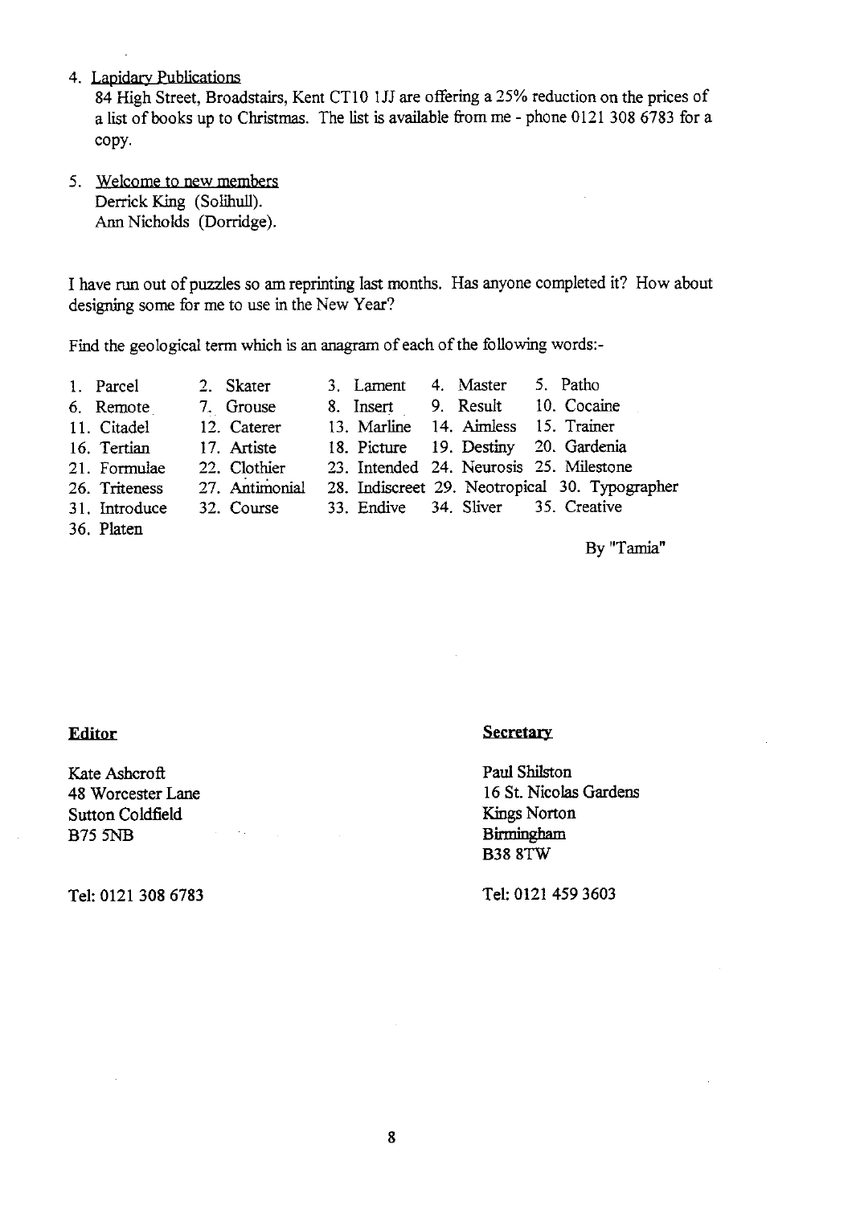4. Lapidary Publications

   84 High Street, Broadstairs, Kent CT10 1JJ are offering a 25% reduction on the prices of a list of books up to Christmas. The list is available from me - phone 0121 308 6783 for a copy.

5. Welcome to new members

   Derrick King (Solihull).
   Ann Nicholds (Dorridge).

I have run out of puzzles so am reprinting last months. Has anyone completed it? How about designing some for me to use in the New Year?

Find the geological term which is an anagram of each of the following words:-

1. Parcel
2. Skater
3. Lament
4. Master
5. Patho
6. Remote
7. Grouse
8. Insert
9. Result
10. Cocaine
11. Citadel
12. Caterer
13. Marline
14. Aimless
15. Trainer
16. Tertian
17. Artiste
18. Picture
19. Destiny
20. Gardenia
21. Formulae
22. Clothier
23. Intended
24. Neurosis
25. Milestone
26. Triteness
27. Antimonial
28. Indiscreet
29. Neotropical
30. Typographer
31. Introduce
32. Course
33. Endive
34. Sliver
35. Creative
36. Platen

By "Tamia"

**Editor**

Kate Ashcroft
48 Worcester Lane
Sutton Coldfield
B75 5NB

Tel: 0121 308 6783

**Secretary**

Paul Shilston
16 St. Nicolas Gardens
Kings Norton
Birmingham
B38 8TW

Tel: 0121 459 3603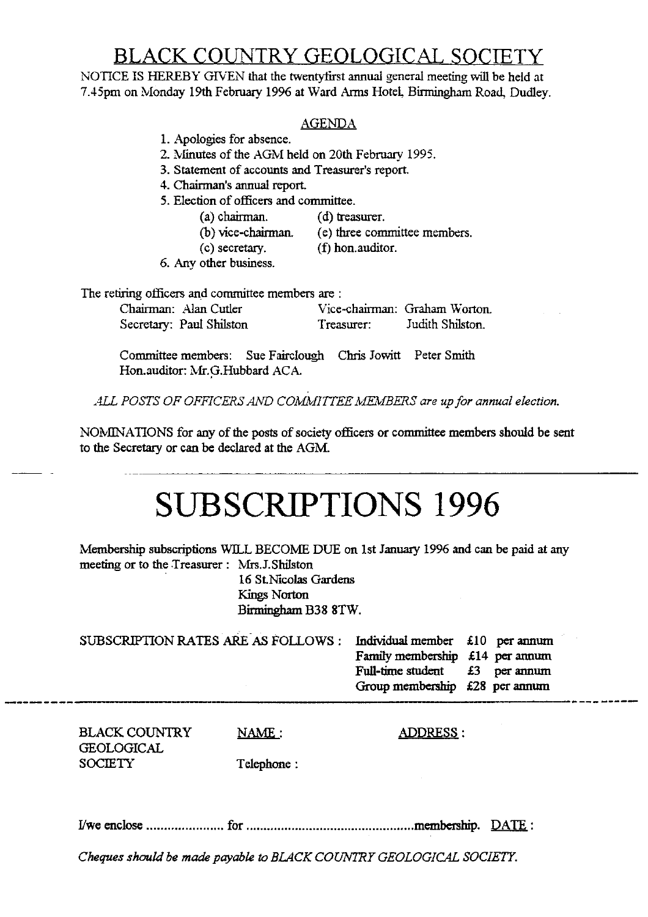# BLACK COUNTRY GEOLOGICAL SOCIETY

NOTICE IS HEREBY GIVEN that the twentyfirst annual general meeting will be held at 7.45pm on Monday 19th February 1996 at Ward Arms Hotel, Birmingham Road, Dudley.

## AGENDA

1. Apologies for absence.
2. Minutes of the AGM held on 20th February 1995.
3. Statement of accounts and Treasurer's report.
4. Chairman's annual report.
5. Election of officers and committee.
   - (a) chairman.
   - (b) vice-chairman.
   - (c) secretary.
   - (d) treasurer.
   - (e) three committee members.
   - (f) hon.auditor.
6. Any other business.

The retiring officers and committee members are :

| | | | |
|---|---|---|---|
| Chairman: | Alan Cutler | Vice-chairman: | Graham Worton. |
| Secretary: | Paul Shilston | Treasurer: | Judith Shilston. |

Committee members: Sue Fairclough Chris Jowitt Peter Smith
Hon.auditor: Mr.G.Hubbard ACA.

*ALL POSTS OF OFFICERS AND COMMITTEE MEMBERS are up for annual election.*

NOMINATIONS for any of the posts of society officers or committee members should be sent to the Secretary or can be declared at the AGM.

---

# SUBSCRIPTIONS 1996

Membership subscriptions WILL BECOME DUE on 1st January 1996 and can be paid at any meeting or to the Treasurer : Mrs.J.Shilston
16 St.Nicolas Gardens
Kings Norton
Birmingham B38 8TW.

SUBSCRIPTION RATES ARE AS FOLLOWS :

| | | |
|---|---|---|
| Individual member | £10 | per annum |
| Family membership | £14 | per annum |
| Full-time student | £3 | per annum |
| Group membership | £28 | per annum |

---

BLACK COUNTRY GEOLOGICAL SOCIETY

NAME :

ADDRESS :

Telephone :

I/we enclose ...................... for ................................................membership. DATE :

*Cheques should be made payable to BLACK COUNTRY GEOLOGICAL SOCIETY.*